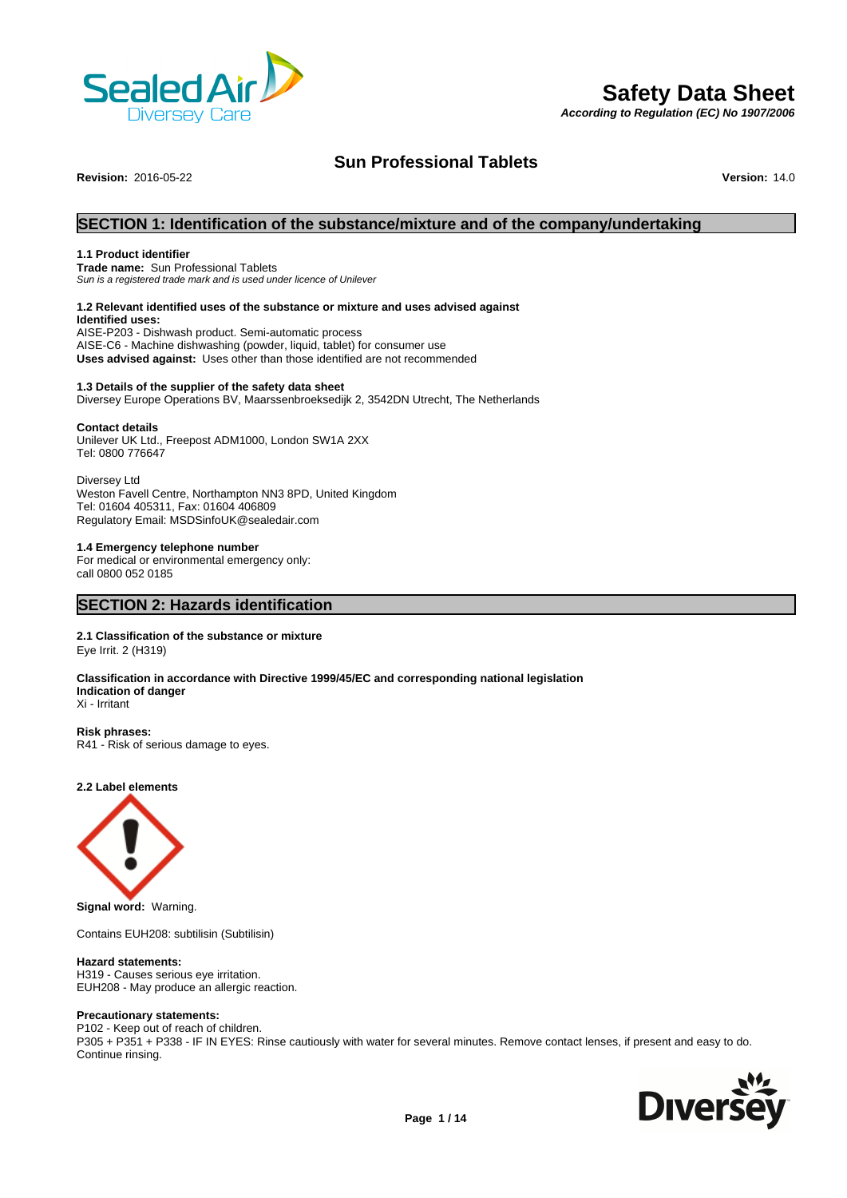# Safety Data Sheet

*According to Regulation (EC) No 1907/2006*

## Sun Professional Tablets

**Revision:** 2016-05-22 **Version:** 14.0

## SECTION 1: Identification of the substance/mixture and of the company/undertaking

### 1.1 Product identifier

**Trade name:** Sun Professional Tablets
*Sun is a registered trade mark and is used under licence of Unilever*

### 1.2 Relevant identified uses of the substance or mixture and uses advised against

**Identified uses:**
AISE-P203 - Dishwash product. Semi-automatic process
AISE-C6 - Machine dishwashing (powder, liquid, tablet) for consumer use
**Uses advised against:** Uses other than those identified are not recommended

### 1.3 Details of the supplier of the safety data sheet

Diversey Europe Operations BV, Maarssenbroeksedijk 2, 3542DN Utrecht, The Netherlands

**Contact details**
Unilever UK Ltd., Freepost ADM1000, London SW1A 2XX
Tel: 0800 776647

Diversey Ltd
Weston Favell Centre, Northampton NN3 8PD, United Kingdom
Tel: 01604 405311, Fax: 01604 406809
Regulatory Email: MSDSinfoUK@sealedair.com

### 1.4 Emergency telephone number

For medical or environmental emergency only:
call 0800 052 0185

## SECTION 2: Hazards identification

### 2.1 Classification of the substance or mixture

Eye Irrit. 2 (H319)

**Classification in accordance with Directive 1999/45/EC and corresponding national legislation**
**Indication of danger**
Xi - Irritant

**Risk phrases:**
R41 - Risk of serious damage to eyes.

### 2.2 Label elements

**Signal word:** Warning.

Contains EUH208: subtilisin (Subtilisin)

**Hazard statements:**
H319 - Causes serious eye irritation.
EUH208 - May produce an allergic reaction.

**Precautionary statements:**
P102 - Keep out of reach of children.
P305 + P351 + P338 - IF IN EYES: Rinse cautiously with water for several minutes. Remove contact lenses, if present and easy to do. Continue rinsing.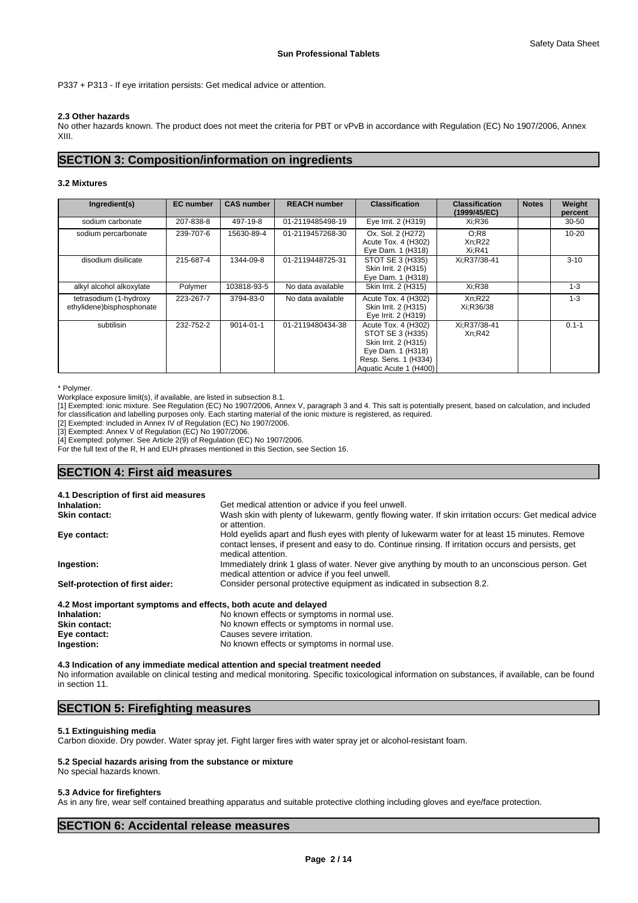P337 + P313 - If eye irritation persists: Get medical advice or attention.

**2.3 Other hazards**

No other hazards known. The product does not meet the criteria for PBT or vPvB in accordance with Regulation (EC) No 1907/2006, Annex XIII.

## SECTION 3: Composition/information on ingredients

**3.2 Mixtures**

| Ingredient(s) | EC number | CAS number | REACH number | Classification | Classification (1999/45/EC) | Notes | Weight percent |
|---|---|---|---|---|---|---|---|
| sodium carbonate | 207-838-8 | 497-19-8 | 01-2119485498-19 | Eye Irrit. 2 (H319) | Xi;R36 | | 30-50 |
| sodium percarbonate | 239-707-6 | 15630-89-4 | 01-2119457268-30 | Ox. Sol. 2 (H272)<br>Acute Tox. 4 (H302)<br>Eye Dam. 1 (H318) | O;R8<br>Xn;R22<br>Xi;R41 | | 10-20 |
| disodium disilicate | 215-687-4 | 1344-09-8 | 01-2119448725-31 | STOT SE 3 (H335)<br>Skin Irrit. 2 (H315)<br>Eye Dam. 1 (H318) | Xi;R37/38-41 | | 3-10 |
| alkyl alcohol alkoxylate | Polymer | 103818-93-5 | No data available | Skin Irrit. 2 (H315) | Xi;R38 | | 1-3 |
| tetrasodium (1-hydroxy ethylidene)bisphosphonate | 223-267-7 | 3794-83-0 | No data available | Acute Tox. 4 (H302)<br>Skin Irrit. 2 (H315)<br>Eye Irrit. 2 (H319) | Xn;R22<br>Xi;R36/38 | | 1-3 |
| subtilisin | 232-752-2 | 9014-01-1 | 01-2119480434-38 | Acute Tox. 4 (H302)<br>STOT SE 3 (H335)<br>Skin Irrit. 2 (H315)<br>Eye Dam. 1 (H318)<br>Resp. Sens. 1 (H334)<br>Aquatic Acute 1 (H400) | Xi;R37/38-41<br>Xn;R42 | | 0.1-1 |

\* Polymer.

Workplace exposure limit(s), if available, are listed in subsection 8.1.

[1] Exempted: ionic mixture. See Regulation (EC) No 1907/2006, Annex V, paragraph 3 and 4. This salt is potentially present, based on calculation, and included for classification and labelling purposes only. Each starting material of the ionic mixture is registered, as required.

[2] Exempted: included in Annex IV of Regulation (EC) No 1907/2006.

[3] Exempted: Annex V of Regulation (EC) No 1907/2006.

[4] Exempted: polymer. See Article 2(9) of Regulation (EC) No 1907/2006.

For the full text of the R, H and EUH phrases mentioned in this Section, see Section 16.

## SECTION 4: First aid measures

**4.1 Description of first aid measures**

**Inhalation:** Get medical attention or advice if you feel unwell.

**Skin contact:** Wash skin with plenty of lukewarm, gently flowing water. If skin irritation occurs: Get medical advice or attention.

**Eye contact:** Hold eyelids apart and flush eyes with plenty of lukewarm water for at least 15 minutes. Remove contact lenses, if present and easy to do. Continue rinsing. If irritation occurs and persists, get medical attention.

**Ingestion:** Immediately drink 1 glass of water. Never give anything by mouth to an unconscious person. Get medical attention or advice if you feel unwell.

**Self-protection of first aider:** Consider personal protective equipment as indicated in subsection 8.2.

**4.2 Most important symptoms and effects, both acute and delayed**

**Inhalation:** No known effects or symptoms in normal use.

**Skin contact:** No known effects or symptoms in normal use.

**Eye contact:** Causes severe irritation.

**Ingestion:** No known effects or symptoms in normal use.

**4.3 Indication of any immediate medical attention and special treatment needed**

No information available on clinical testing and medical monitoring. Specific toxicological information on substances, if available, can be found in section 11.

## SECTION 5: Firefighting measures

**5.1 Extinguishing media**

Carbon dioxide. Dry powder. Water spray jet. Fight larger fires with water spray jet or alcohol-resistant foam.

**5.2 Special hazards arising from the substance or mixture**

No special hazards known.

**5.3 Advice for firefighters**

As in any fire, wear self contained breathing apparatus and suitable protective clothing including gloves and eye/face protection.

## SECTION 6: Accidental release measures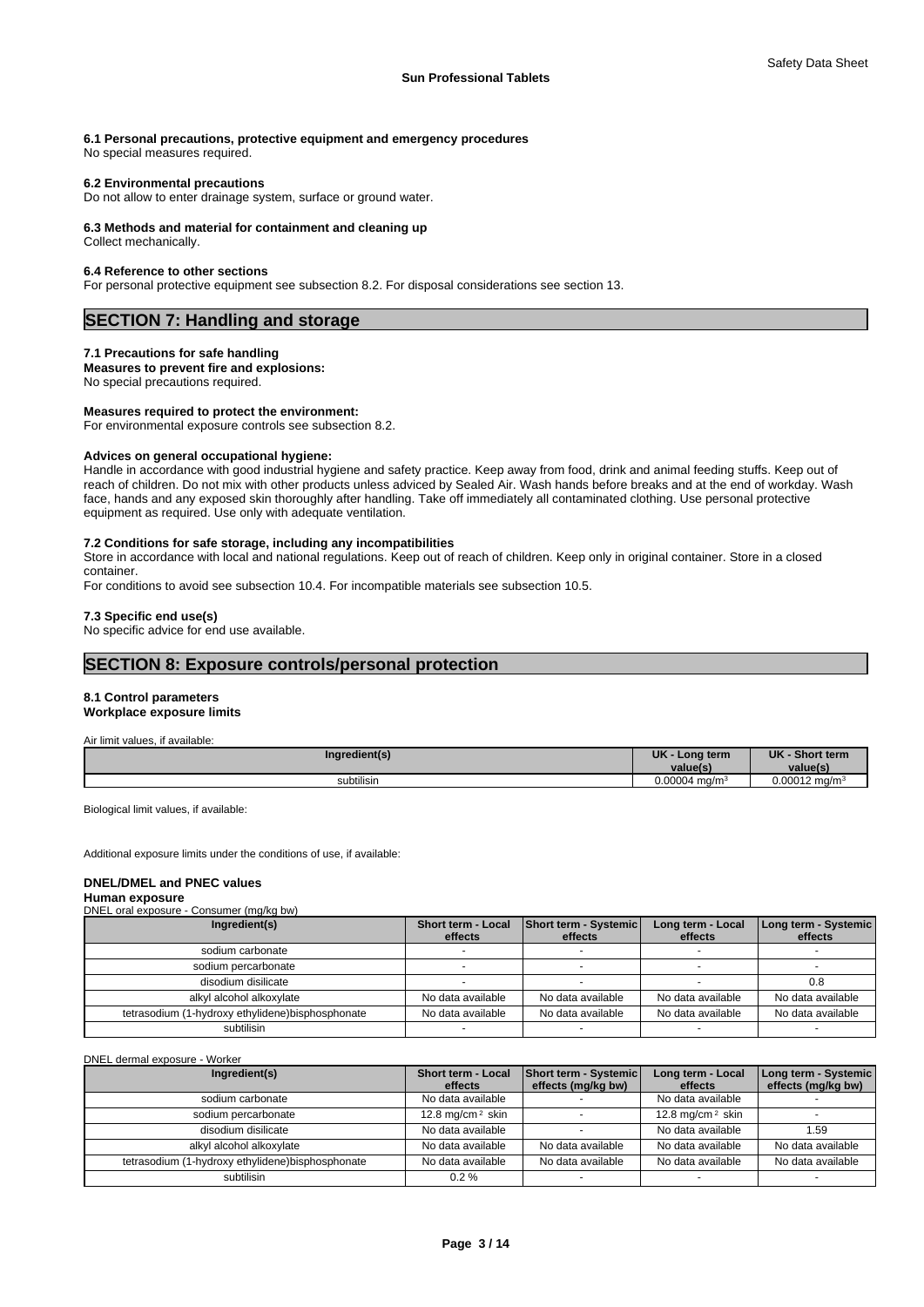### 6.1 Personal precautions, protective equipment and emergency procedures

No special measures required.

### 6.2 Environmental precautions

Do not allow to enter drainage system, surface or ground water.

### 6.3 Methods and material for containment and cleaning up

Collect mechanically.

### 6.4 Reference to other sections

For personal protective equipment see subsection 8.2. For disposal considerations see section 13.

## SECTION 7: Handling and storage

### 7.1 Precautions for safe handling

**Measures to prevent fire and explosions:**

No special precautions required.

**Measures required to protect the environment:**

For environmental exposure controls see subsection 8.2.

**Advices on general occupational hygiene:**

Handle in accordance with good industrial hygiene and safety practice. Keep away from food, drink and animal feeding stuffs. Keep out of reach of children. Do not mix with other products unless adviced by Sealed Air. Wash hands before breaks and at the end of workday. Wash face, hands and any exposed skin thoroughly after handling. Take off immediately all contaminated clothing. Use personal protective equipment as required. Use only with adequate ventilation.

### 7.2 Conditions for safe storage, including any incompatibilities

Store in accordance with local and national regulations. Keep out of reach of children. Keep only in original container. Store in a closed container.

For conditions to avoid see subsection 10.4. For incompatible materials see subsection 10.5.

### 7.3 Specific end use(s)

No specific advice for end use available.

## SECTION 8: Exposure controls/personal protection

### 8.1 Control parameters

**Workplace exposure limits**

Air limit values, if available:

| Ingredient(s) | UK - Long term value(s) | UK - Short term value(s) |
|---|---|---|
| subtilisin | 0.00004 mg/m$^3$ | 0.00012 mg/m$^3$ |

Biological limit values, if available:

Additional exposure limits under the conditions of use, if available:

**DNEL/DMEL and PNEC values**

**Human exposure**

DNEL oral exposure - Consumer (mg/kg bw)

| Ingredient(s) | Short term - Local effects | Short term - Systemic effects | Long term - Local effects | Long term - Systemic effects |
|---|---|---|---|---|
| sodium carbonate | - | - | - | - |
| sodium percarbonate | - | - | - | - |
| disodium disilicate | - | - | - | 0.8 |
| alkyl alcohol alkoxylate | No data available | No data available | No data available | No data available |
| tetrasodium (1-hydroxy ethylidene)bisphosphonate | No data available | No data available | No data available | No data available |
| subtilisin | - | - | - | - |

DNEL dermal exposure - Worker

| Ingredient(s) | Short term - Local effects | Short term - Systemic effects (mg/kg bw) | Long term - Local effects | Long term - Systemic effects (mg/kg bw) |
|---|---|---|---|---|
| sodium carbonate | No data available | - | No data available | - |
| sodium percarbonate | 12.8 mg/cm$^2$ skin | - | 12.8 mg/cm$^2$ skin | - |
| disodium disilicate | No data available | - | No data available | 1.59 |
| alkyl alcohol alkoxylate | No data available | No data available | No data available | No data available |
| tetrasodium (1-hydroxy ethylidene)bisphosphonate | No data available | No data available | No data available | No data available |
| subtilisin | 0.2 % | - | - | - |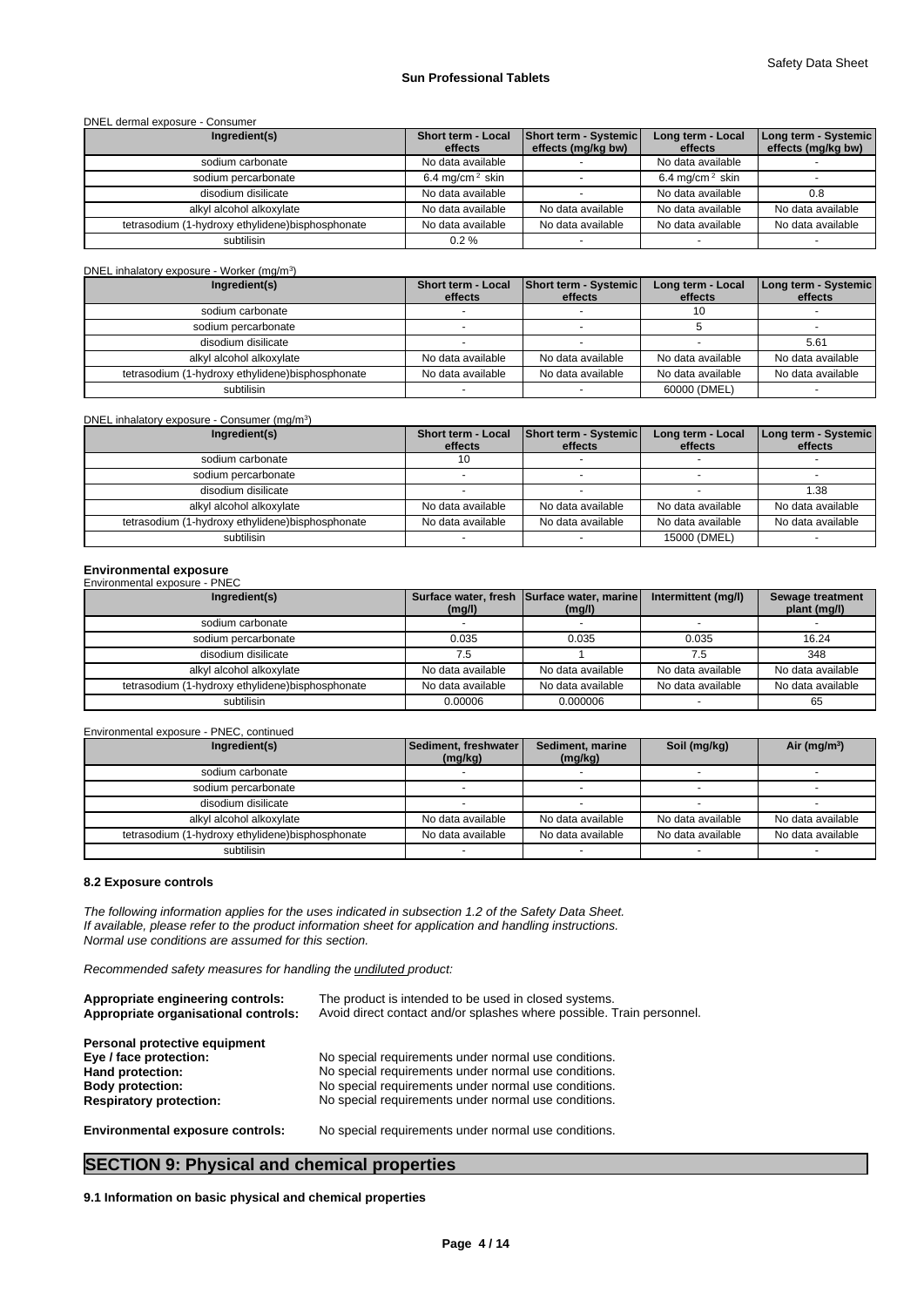DNEL dermal exposure - Consumer

| Ingredient(s) | Short term - Local effects | Short term - Systemic effects (mg/kg bw) | Long term - Local effects | Long term - Systemic effects (mg/kg bw) |
|---|---|---|---|---|
| sodium carbonate | No data available | - | No data available | - |
| sodium percarbonate | 6.4 mg/cm² skin | - | 6.4 mg/cm² skin | - |
| disodium disilicate | No data available | - | No data available | 0.8 |
| alkyl alcohol alkoxylate | No data available | No data available | No data available | No data available |
| tetrasodium (1-hydroxy ethylidene)bisphosphonate | No data available | No data available | No data available | No data available |
| subtilisin | 0.2 % | - | - | - |

DNEL inhalatory exposure - Worker (mg/m³)

| Ingredient(s) | Short term - Local effects | Short term - Systemic effects | Long term - Local effects | Long term - Systemic effects |
|---|---|---|---|---|
| sodium carbonate | - | - | 10 | - |
| sodium percarbonate | - | - | 5 | - |
| disodium disilicate | - | - | - | 5.61 |
| alkyl alcohol alkoxylate | No data available | No data available | No data available | No data available |
| tetrasodium (1-hydroxy ethylidene)bisphosphonate | No data available | No data available | No data available | No data available |
| subtilisin | - | - | 60000 (DMEL) | - |

DNEL inhalatory exposure - Consumer (mg/m³)

| Ingredient(s) | Short term - Local effects | Short term - Systemic effects | Long term - Local effects | Long term - Systemic effects |
|---|---|---|---|---|
| sodium carbonate | 10 | - | - | - |
| sodium percarbonate | - | - | - | - |
| disodium disilicate | - | - | - | 1.38 |
| alkyl alcohol alkoxylate | No data available | No data available | No data available | No data available |
| tetrasodium (1-hydroxy ethylidene)bisphosphonate | No data available | No data available | No data available | No data available |
| subtilisin | - | - | 15000 (DMEL) | - |

**Environmental exposure**

Environmental exposure - PNEC

| Ingredient(s) | Surface water, fresh (mg/l) | Surface water, marine (mg/l) | Intermittent (mg/l) | Sewage treatment plant (mg/l) |
|---|---|---|---|---|
| sodium carbonate | - | - | - | - |
| sodium percarbonate | 0.035 | 0.035 | 0.035 | 16.24 |
| disodium disilicate | 7.5 | 1 | 7.5 | 348 |
| alkyl alcohol alkoxylate | No data available | No data available | No data available | No data available |
| tetrasodium (1-hydroxy ethylidene)bisphosphonate | No data available | No data available | No data available | No data available |
| subtilisin | 0.00006 | 0.000006 | - | 65 |

Environmental exposure - PNEC, continued

| Ingredient(s) | Sediment, freshwater (mg/kg) | Sediment, marine (mg/kg) | Soil (mg/kg) | Air (mg/m³) |
|---|---|---|---|---|
| sodium carbonate | - | - | - | - |
| sodium percarbonate | - | - | - | - |
| disodium disilicate | - | - | - | - |
| alkyl alcohol alkoxylate | No data available | No data available | No data available | No data available |
| tetrasodium (1-hydroxy ethylidene)bisphosphonate | No data available | No data available | No data available | No data available |
| subtilisin | - | - | - | - |

### 8.2 Exposure controls

*The following information applies for the uses indicated in subsection 1.2 of the Safety Data Sheet.*
*If available, please refer to the product information sheet for application and handling instructions.*
*Normal use conditions are assumed for this section.*

*Recommended safety measures for handling the undiluted product:*

**Appropriate engineering controls:** The product is intended to be used in closed systems.
**Appropriate organisational controls:** Avoid direct contact and/or splashes where possible. Train personnel.

**Personal protective equipment**
**Eye / face protection:** No special requirements under normal use conditions.
**Hand protection:** No special requirements under normal use conditions.
**Body protection:** No special requirements under normal use conditions.
**Respiratory protection:** No special requirements under normal use conditions.

**Environmental exposure controls:** No special requirements under normal use conditions.

## SECTION 9: Physical and chemical properties

### 9.1 Information on basic physical and chemical properties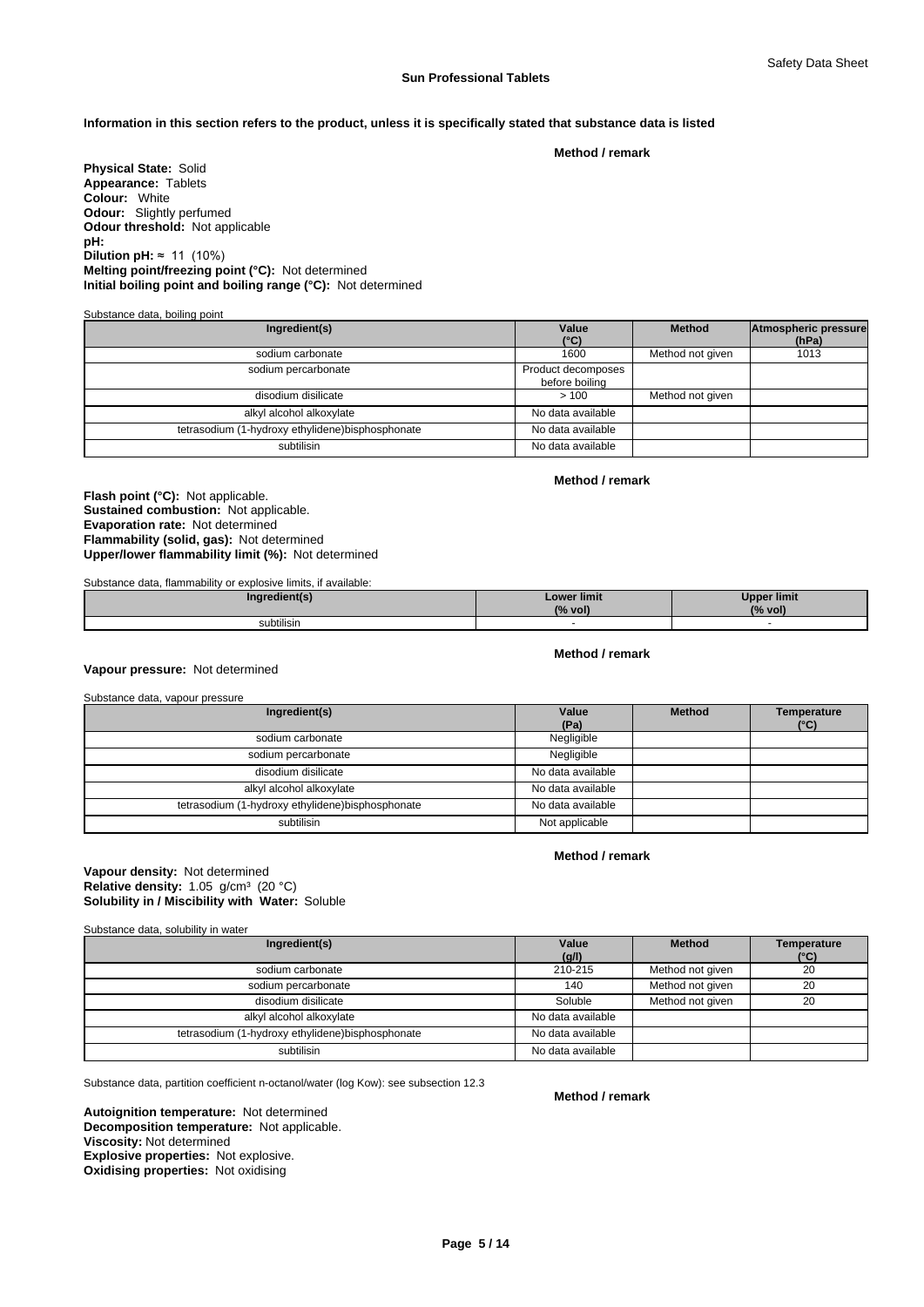**Information in this section refers to the product, unless it is specifically stated that substance data is listed**

**Method / remark**

**Physical State:** Solid
**Appearance:** Tablets
**Colour:** White
**Odour:** Slightly perfumed
**Odour threshold:** Not applicable
**pH:**
**Dilution pH:** ≈ 11 (10%)
**Melting point/freezing point (°C):** Not determined
**Initial boiling point and boiling range (°C):** Not determined

Substance data, boiling point

| Ingredient(s) | Value (°C) | Method | Atmospheric pressure (hPa) |
|---|---|---|---|
| sodium carbonate | 1600 | Method not given | 1013 |
| sodium percarbonate | Product decomposes before boiling | | |
| disodium disilicate | > 100 | Method not given | |
| alkyl alcohol alkoxylate | No data available | | |
| tetrasodium (1-hydroxy ethylidene)bisphosphonate | No data available | | |
| subtilisin | No data available | | |

**Method / remark**

**Flash point (°C):** Not applicable.
**Sustained combustion:** Not applicable.
**Evaporation rate:** Not determined
**Flammability (solid, gas):** Not determined
**Upper/lower flammability limit (%):** Not determined

Substance data, flammability or explosive limits, if available:

| Ingredient(s) | Lower limit (% vol) | Upper limit (% vol) |
|---|---|---|
| subtilisin | - | - |

**Method / remark**

**Vapour pressure:** Not determined

Substance data, vapour pressure

| Ingredient(s) | Value (Pa) | Method | Temperature (°C) |
|---|---|---|---|
| sodium carbonate | Negligible | | |
| sodium percarbonate | Negligible | | |
| disodium disilicate | No data available | | |
| alkyl alcohol alkoxylate | No data available | | |
| tetrasodium (1-hydroxy ethylidene)bisphosphonate | No data available | | |
| subtilisin | Not applicable | | |

**Method / remark**

**Vapour density:** Not determined
**Relative density:** 1.05 g/cm³ (20 °C)
**Solubility in / Miscibility with Water:** Soluble

Substance data, solubility in water

| Ingredient(s) | Value (g/l) | Method | Temperature (°C) |
|---|---|---|---|
| sodium carbonate | 210-215 | Method not given | 20 |
| sodium percarbonate | 140 | Method not given | 20 |
| disodium disilicate | Soluble | Method not given | 20 |
| alkyl alcohol alkoxylate | No data available | | |
| tetrasodium (1-hydroxy ethylidene)bisphosphonate | No data available | | |
| subtilisin | No data available | | |

Substance data, partition coefficient n-octanol/water (log Kow): see subsection 12.3

**Method / remark**

**Autoignition temperature:** Not determined
**Decomposition temperature:** Not applicable.
**Viscosity:** Not determined
**Explosive properties:** Not explosive.
**Oxidising properties:** Not oxidising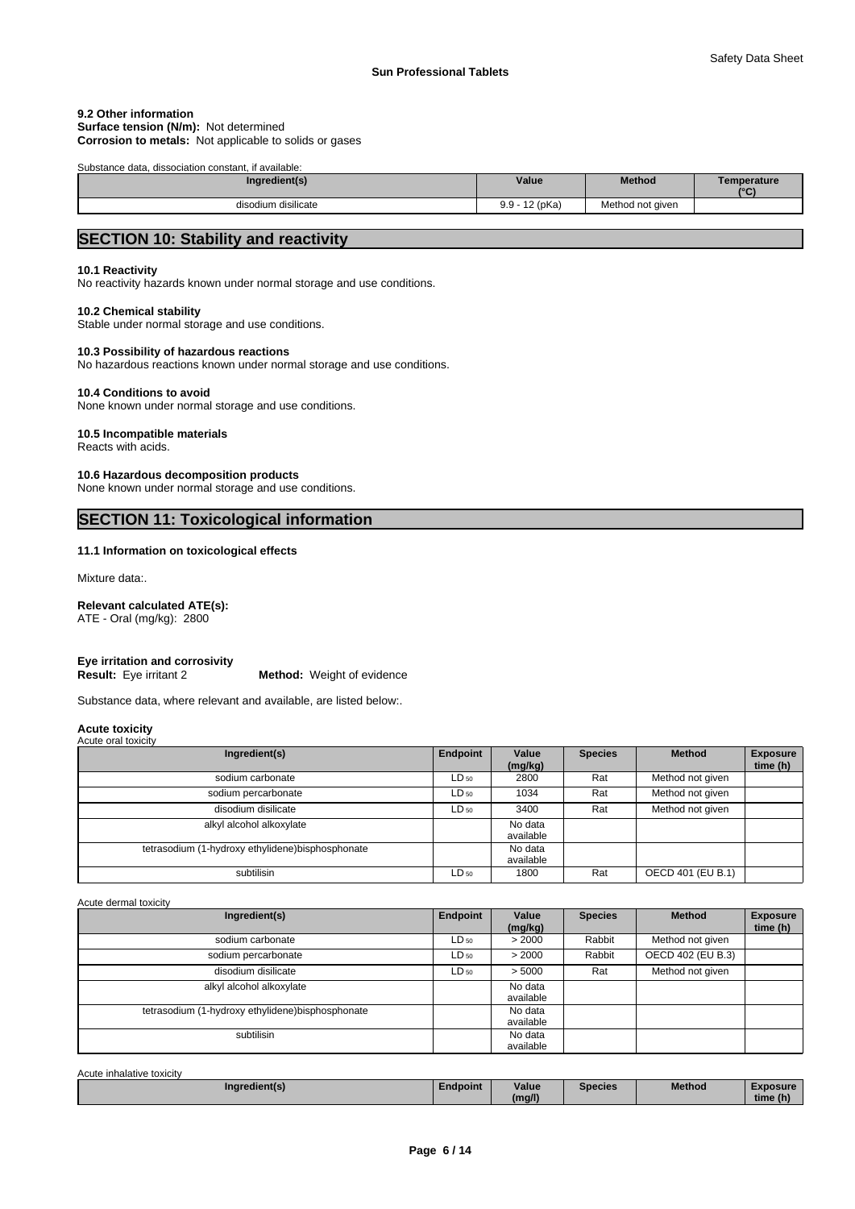### 9.2 Other information

**Surface tension (N/m):** Not determined
**Corrosion to metals:** Not applicable to solids or gases

Substance data, dissociation constant, if available:

| Ingredient(s) | Value | Method | Temperature (°C) |
|---|---|---|---|
| disodium disilicate | 9.9 - 12 (pKa) | Method not given | |

## SECTION 10: Stability and reactivity

### 10.1 Reactivity

No reactivity hazards known under normal storage and use conditions.

### 10.2 Chemical stability

Stable under normal storage and use conditions.

### 10.3 Possibility of hazardous reactions

No hazardous reactions known under normal storage and use conditions.

### 10.4 Conditions to avoid

None known under normal storage and use conditions.

### 10.5 Incompatible materials

Reacts with acids.

### 10.6 Hazardous decomposition products

None known under normal storage and use conditions.

## SECTION 11: Toxicological information

### 11.1 Information on toxicological effects

Mixture data:.

**Relevant calculated ATE(s):**
ATE - Oral (mg/kg): 2800

**Eye irritation and corrosivity**
**Result:** Eye irritant 2 **Method:** Weight of evidence

Substance data, where relevant and available, are listed below:.

**Acute toxicity**

Acute oral toxicity

| Ingredient(s) | Endpoint | Value (mg/kg) | Species | Method | Exposure time (h) |
|---|---|---|---|---|---|
| sodium carbonate | $LD_{50}$ | 2800 | Rat | Method not given | |
| sodium percarbonate | $LD_{50}$ | 1034 | Rat | Method not given | |
| disodium disilicate | $LD_{50}$ | 3400 | Rat | Method not given | |
| alkyl alcohol alkoxylate | | No data available | | | |
| tetrasodium (1-hydroxy ethylidene)bisphosphonate | | No data available | | | |
| subtilisin | $LD_{50}$ | 1800 | Rat | OECD 401 (EU B.1) | |

Acute dermal toxicity

| Ingredient(s) | Endpoint | Value (mg/kg) | Species | Method | Exposure time (h) |
|---|---|---|---|---|---|
| sodium carbonate | $LD_{50}$ | > 2000 | Rabbit | Method not given | |
| sodium percarbonate | $LD_{50}$ | > 2000 | Rabbit | OECD 402 (EU B.3) | |
| disodium disilicate | $LD_{50}$ | > 5000 | Rat | Method not given | |
| alkyl alcohol alkoxylate | | No data available | | | |
| tetrasodium (1-hydroxy ethylidene)bisphosphonate | | No data available | | | |
| subtilisin | | No data available | | | |

Acute inhalative toxicity

| Ingredient(s) | Endpoint | Value (mg/l) | Species | Method | Exposure time (h) |
|---|---|---|---|---|---|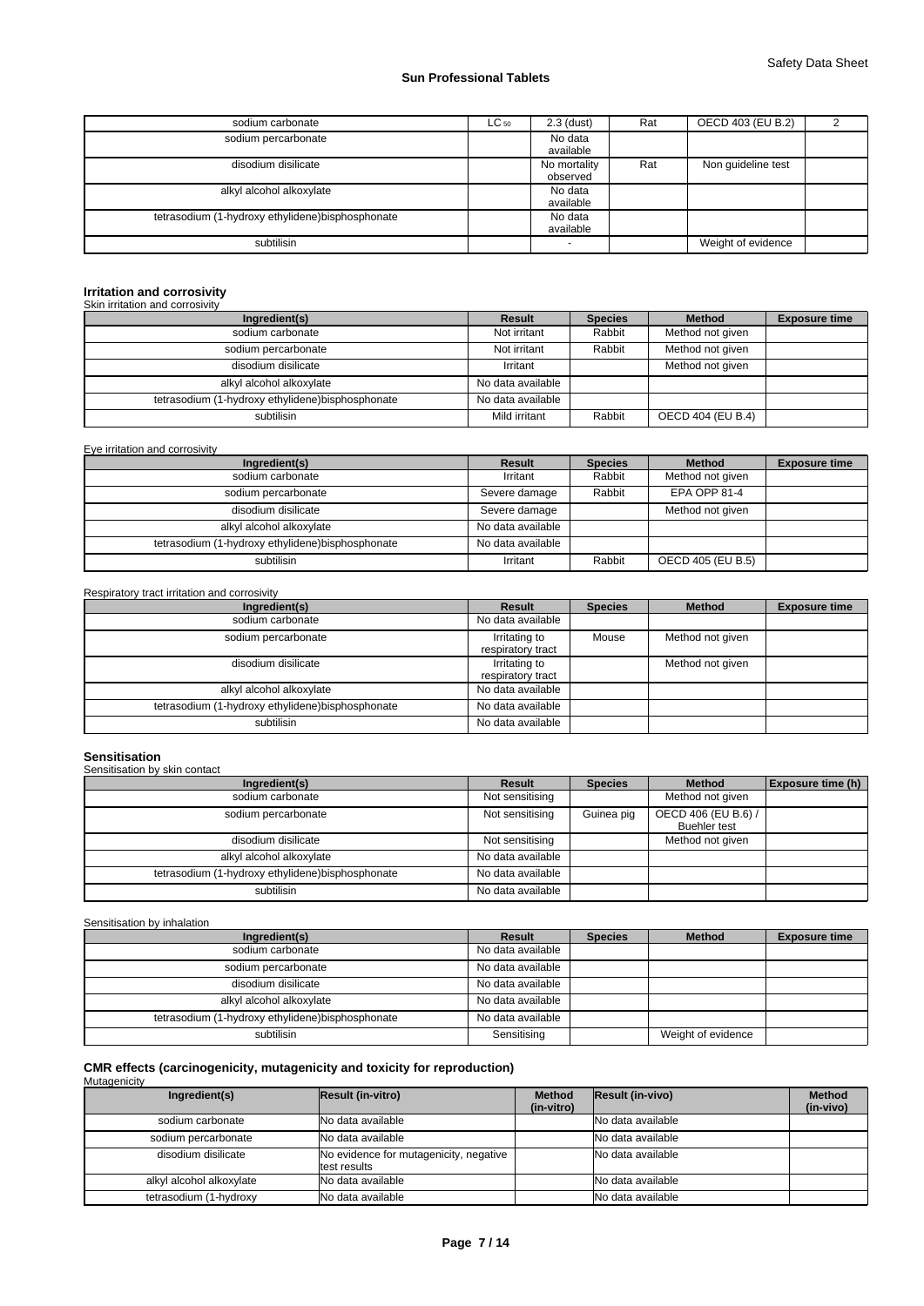| | | | | | |
|---|---|---|---|---|---|
| sodium carbonate | $LC_{50}$ | 2.3 (dust) | Rat | OECD 403 (EU B.2) | 2 |
| sodium percarbonate | | No data available | | | |
| disodium disilicate | | No mortality observed | Rat | Non guideline test | |
| alkyl alcohol alkoxylate | | No data available | | | |
| tetrasodium (1-hydroxy ethylidene)bisphosphonate | | No data available | | | |
| subtilisin | | - | | Weight of evidence | |

## Irritation and corrosivity

Skin irritation and corrosivity

| Ingredient(s) | Result | Species | Method | Exposure time |
|---|---|---|---|---|
| sodium carbonate | Not irritant | Rabbit | Method not given | |
| sodium percarbonate | Not irritant | Rabbit | Method not given | |
| disodium disilicate | Irritant | | Method not given | |
| alkyl alcohol alkoxylate | No data available | | | |
| tetrasodium (1-hydroxy ethylidene)bisphosphonate | No data available | | | |
| subtilisin | Mild irritant | Rabbit | OECD 404 (EU B.4) | |

Eye irritation and corrosivity

| Ingredient(s) | Result | Species | Method | Exposure time |
|---|---|---|---|---|
| sodium carbonate | Irritant | Rabbit | Method not given | |
| sodium percarbonate | Severe damage | Rabbit | EPA OPP 81-4 | |
| disodium disilicate | Severe damage | | Method not given | |
| alkyl alcohol alkoxylate | No data available | | | |
| tetrasodium (1-hydroxy ethylidene)bisphosphonate | No data available | | | |
| subtilisin | Irritant | Rabbit | OECD 405 (EU B.5) | |

Respiratory tract irritation and corrosivity

| Ingredient(s) | Result | Species | Method | Exposure time |
|---|---|---|---|---|
| sodium carbonate | No data available | | | |
| sodium percarbonate | Irritating to respiratory tract | Mouse | Method not given | |
| disodium disilicate | Irritating to respiratory tract | | Method not given | |
| alkyl alcohol alkoxylate | No data available | | | |
| tetrasodium (1-hydroxy ethylidene)bisphosphonate | No data available | | | |
| subtilisin | No data available | | | |

## Sensitisation

Sensitisation by skin contact

| Ingredient(s) | Result | Species | Method | Exposure time (h) |
|---|---|---|---|---|
| sodium carbonate | Not sensitising | | Method not given | |
| sodium percarbonate | Not sensitising | Guinea pig | OECD 406 (EU B.6) / Buehler test | |
| disodium disilicate | Not sensitising | | Method not given | |
| alkyl alcohol alkoxylate | No data available | | | |
| tetrasodium (1-hydroxy ethylidene)bisphosphonate | No data available | | | |
| subtilisin | No data available | | | |

Sensitisation by inhalation

| Ingredient(s) | Result | Species | Method | Exposure time |
|---|---|---|---|---|
| sodium carbonate | No data available | | | |
| sodium percarbonate | No data available | | | |
| disodium disilicate | No data available | | | |
| alkyl alcohol alkoxylate | No data available | | | |
| tetrasodium (1-hydroxy ethylidene)bisphosphonate | No data available | | | |
| subtilisin | Sensitising | | Weight of evidence | |

## CMR effects (carcinogenicity, mutagenicity and toxicity for reproduction)

Mutagenicity

| Ingredient(s) | Result (in-vitro) | Method (in-vitro) | Result (in-vivo) | Method (in-vivo) |
|---|---|---|---|---|
| sodium carbonate | No data available | | No data available | |
| sodium percarbonate | No data available | | No data available | |
| disodium disilicate | No evidence for mutagenicity, negative test results | | No data available | |
| alkyl alcohol alkoxylate | No data available | | No data available | |
| tetrasodium (1-hydroxy | No data available | | No data available | |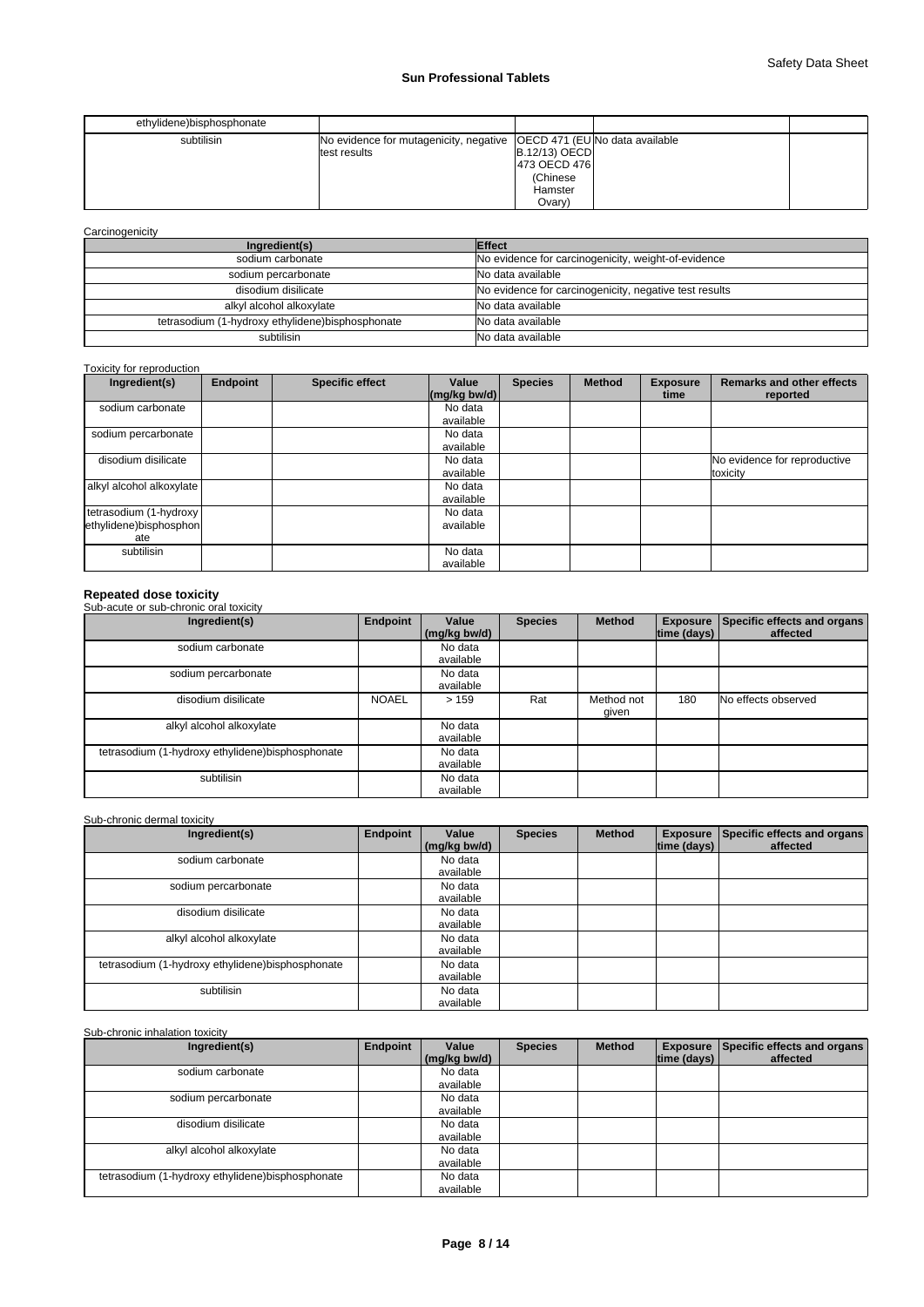| | | | | |
|---|---|---|---|---|
| ethylidene)bisphosphonate | | | | |
| subtilisin | No evidence for mutagenicity, negative test results | OECD 471 (EU B.12/13) OECD 473 OECD 476 (Chinese Hamster Ovary) | No data available | |

Carcinogenicity

| Ingredient(s) | Effect |
|---|---|
| sodium carbonate | No evidence for carcinogenicity, weight-of-evidence |
| sodium percarbonate | No data available |
| disodium disilicate | No evidence for carcinogenicity, negative test results |
| alkyl alcohol alkoxylate | No data available |
| tetrasodium (1-hydroxy ethylidene)bisphosphonate | No data available |
| subtilisin | No data available |

Toxicity for reproduction

| Ingredient(s) | Endpoint | Specific effect | Value (mg/kg bw/d) | Species | Method | Exposure time | Remarks and other effects reported |
|---|---|---|---|---|---|---|---|
| sodium carbonate | | | No data available | | | | |
| sodium percarbonate | | | No data available | | | | |
| disodium disilicate | | | No data available | | | | No evidence for reproductive toxicity |
| alkyl alcohol alkoxylate | | | No data available | | | | |
| tetrasodium (1-hydroxy ethylidene)bisphosphonate | | | No data available | | | | |
| subtilisin | | | No data available | | | | |

**Repeated dose toxicity**

Sub-acute or sub-chronic oral toxicity

| Ingredient(s) | Endpoint | Value (mg/kg bw/d) | Species | Method | Exposure time (days) | Specific effects and organs affected |
|---|---|---|---|---|---|---|
| sodium carbonate | | No data available | | | | |
| sodium percarbonate | | No data available | | | | |
| disodium disilicate | NOAEL | > 159 | Rat | Method not given | 180 | No effects observed |
| alkyl alcohol alkoxylate | | No data available | | | | |
| tetrasodium (1-hydroxy ethylidene)bisphosphonate | | No data available | | | | |
| subtilisin | | No data available | | | | |

Sub-chronic dermal toxicity

| Ingredient(s) | Endpoint | Value (mg/kg bw/d) | Species | Method | Exposure time (days) | Specific effects and organs affected |
|---|---|---|---|---|---|---|
| sodium carbonate | | No data available | | | | |
| sodium percarbonate | | No data available | | | | |
| disodium disilicate | | No data available | | | | |
| alkyl alcohol alkoxylate | | No data available | | | | |
| tetrasodium (1-hydroxy ethylidene)bisphosphonate | | No data available | | | | |
| subtilisin | | No data available | | | | |

Sub-chronic inhalation toxicity

| Ingredient(s) | Endpoint | Value (mg/kg bw/d) | Species | Method | Exposure time (days) | Specific effects and organs affected |
|---|---|---|---|---|---|---|
| sodium carbonate | | No data available | | | | |
| sodium percarbonate | | No data available | | | | |
| disodium disilicate | | No data available | | | | |
| alkyl alcohol alkoxylate | | No data available | | | | |
| tetrasodium (1-hydroxy ethylidene)bisphosphonate | | No data available | | | | |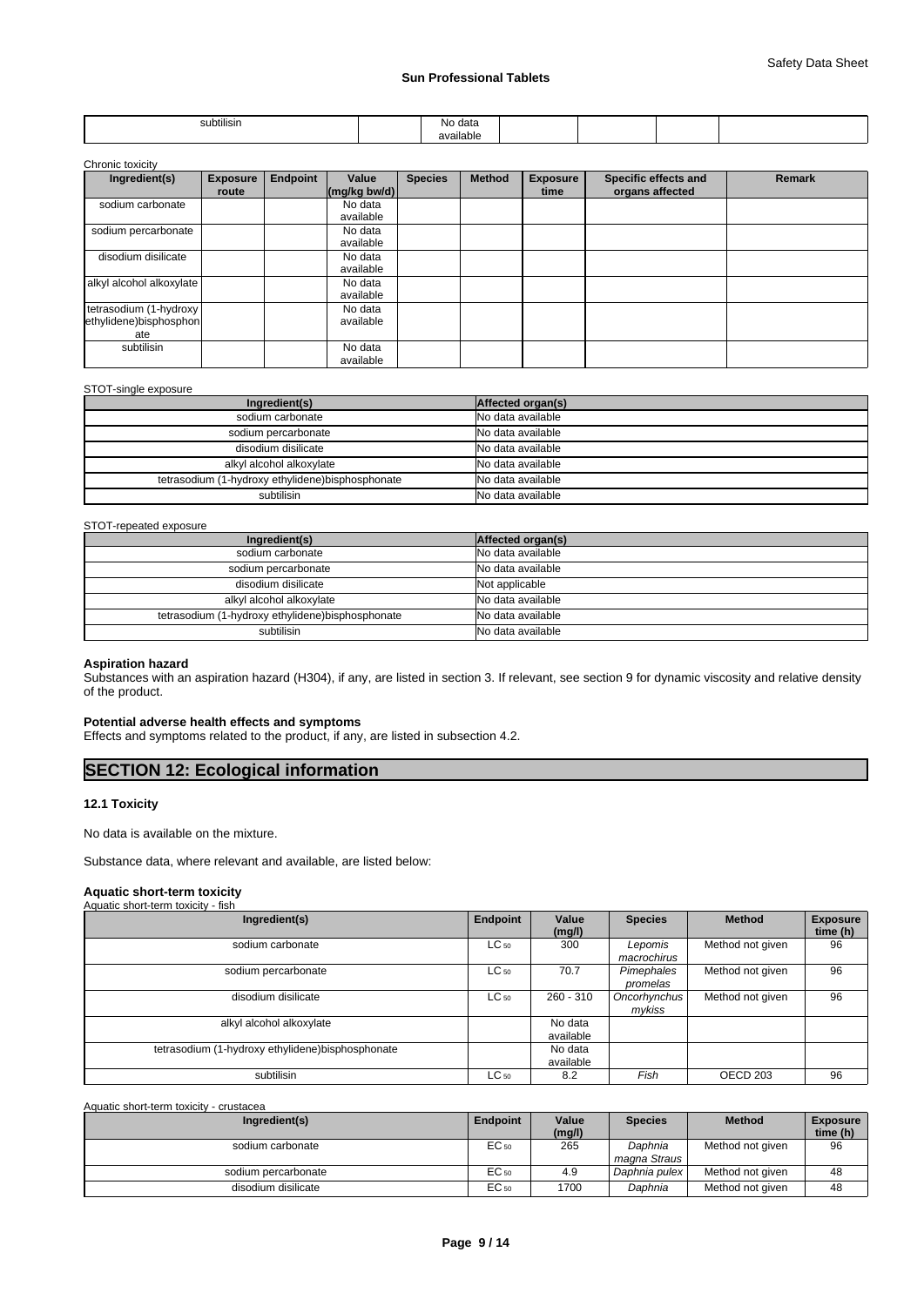| | | | | | | | |
|---|---|---|---|---|---|---|---|
| subtilisin | | No data available | | | | | |

Chronic toxicity

| Ingredient(s) | Exposure route | Endpoint | Value (mg/kg bw/d) | Species | Method | Exposure time | Specific effects and organs affected | Remark |
|---|---|---|---|---|---|---|---|---|
| sodium carbonate | | | No data available | | | | | |
| sodium percarbonate | | | No data available | | | | | |
| disodium disilicate | | | No data available | | | | | |
| alkyl alcohol alkoxylate | | | No data available | | | | | |
| tetrasodium (1-hydroxy ethylidene)bisphosphonate | | | No data available | | | | | |
| subtilisin | | | No data available | | | | | |

STOT-single exposure

| Ingredient(s) | Affected organ(s) |
|---|---|
| sodium carbonate | No data available |
| sodium percarbonate | No data available |
| disodium disilicate | No data available |
| alkyl alcohol alkoxylate | No data available |
| tetrasodium (1-hydroxy ethylidene)bisphosphonate | No data available |
| subtilisin | No data available |

STOT-repeated exposure

| Ingredient(s) | Affected organ(s) |
|---|---|
| sodium carbonate | No data available |
| sodium percarbonate | No data available |
| disodium disilicate | Not applicable |
| alkyl alcohol alkoxylate | No data available |
| tetrasodium (1-hydroxy ethylidene)bisphosphonate | No data available |
| subtilisin | No data available |

**Aspiration hazard**

Substances with an aspiration hazard (H304), if any, are listed in section 3. If relevant, see section 9 for dynamic viscosity and relative density of the product.

**Potential adverse health effects and symptoms**

Effects and symptoms related to the product, if any, are listed in subsection 4.2.

## SECTION 12: Ecological information

### 12.1 Toxicity

No data is available on the mixture.

Substance data, where relevant and available, are listed below:

**Aquatic short-term toxicity**

Aquatic short-term toxicity - fish

| Ingredient(s) | Endpoint | Value (mg/l) | Species | Method | Exposure time (h) |
|---|---|---|---|---|---|
| sodium carbonate | $LC_{50}$ | 300 | *Lepomis macrochirus* | Method not given | 96 |
| sodium percarbonate | $LC_{50}$ | 70.7 | *Pimephales promelas* | Method not given | 96 |
| disodium disilicate | $LC_{50}$ | 260 - 310 | *Oncorhynchus mykiss* | Method not given | 96 |
| alkyl alcohol alkoxylate | | No data available | | | |
| tetrasodium (1-hydroxy ethylidene)bisphosphonate | | No data available | | | |
| subtilisin | $LC_{50}$ | 8.2 | *Fish* | OECD 203 | 96 |

Aquatic short-term toxicity - crustacea

| Ingredient(s) | Endpoint | Value (mg/l) | Species | Method | Exposure time (h) |
|---|---|---|---|---|---|
| sodium carbonate | $EC_{50}$ | 265 | *Daphnia magna Straus* | Method not given | 96 |
| sodium percarbonate | $EC_{50}$ | 4.9 | *Daphnia pulex* | Method not given | 48 |
| disodium disilicate | $EC_{50}$ | 1700 | *Daphnia* | Method not given | 48 |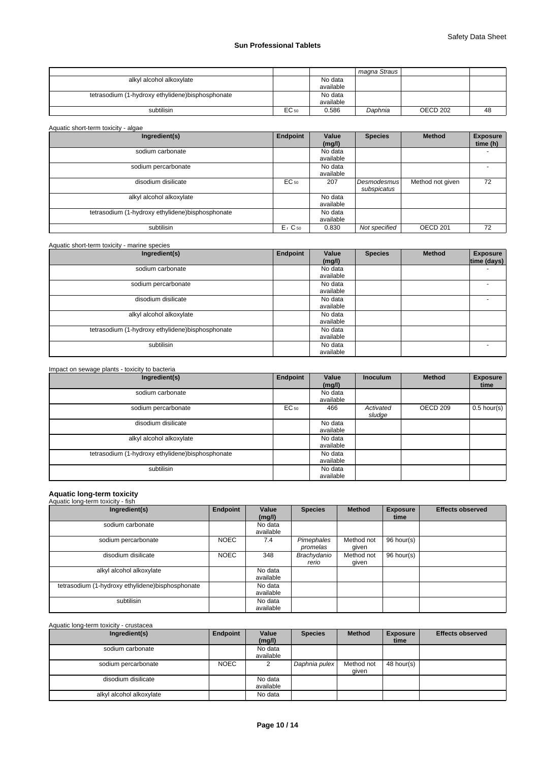| | | | | | |
|---|---|---|---|---|---|
| | | | *magna* Straus | | |
| alkyl alcohol alkoxylate | | No data available | | | |
| tetrasodium (1-hydroxy ethylidene)bisphosphonate | | No data available | | | |
| subtilisin | $EC_{50}$ | 0.586 | *Daphnia* | OECD 202 | 48 |

Aquatic short-term toxicity - algae

| Ingredient(s) | Endpoint | Value (mg/l) | Species | Method | Exposure time (h) |
|---|---|---|---|---|---|
| sodium carbonate | | No data available | | | - |
| sodium percarbonate | | No data available | | | - |
| disodium disilicate | $EC_{50}$ | 207 | *Desmodesmus subspicatus* | Method not given | 72 |
| alkyl alcohol alkoxylate | | No data available | | | |
| tetrasodium (1-hydroxy ethylidene)bisphosphonate | | No data available | | | |
| subtilisin | $E_rC_{50}$ | 0.830 | *Not specified* | OECD 201 | 72 |

Aquatic short-term toxicity - marine species

| Ingredient(s) | Endpoint | Value (mg/l) | Species | Method | Exposure time (days) |
|---|---|---|---|---|---|
| sodium carbonate | | No data available | | | - |
| sodium percarbonate | | No data available | | | - |
| disodium disilicate | | No data available | | | - |
| alkyl alcohol alkoxylate | | No data available | | | |
| tetrasodium (1-hydroxy ethylidene)bisphosphonate | | No data available | | | |
| subtilisin | | No data available | | | - |

Impact on sewage plants - toxicity to bacteria

| Ingredient(s) | Endpoint | Value (mg/l) | Inoculum | Method | Exposure time |
|---|---|---|---|---|---|
| sodium carbonate | | No data available | | | |
| sodium percarbonate | $EC_{50}$ | 466 | *Activated sludge* | OECD 209 | 0.5 hour(s) |
| disodium disilicate | | No data available | | | |
| alkyl alcohol alkoxylate | | No data available | | | |
| tetrasodium (1-hydroxy ethylidene)bisphosphonate | | No data available | | | |
| subtilisin | | No data available | | | |

**Aquatic long-term toxicity**

Aquatic long-term toxicity - fish

| Ingredient(s) | Endpoint | Value (mg/l) | Species | Method | Exposure time | Effects observed |
|---|---|---|---|---|---|---|
| sodium carbonate | | No data available | | | | |
| sodium percarbonate | NOEC | 7.4 | *Pimephales promelas* | Method not given | 96 hour(s) | |
| disodium disilicate | NOEC | 348 | *Brachydanio rerio* | Method not given | 96 hour(s) | |
| alkyl alcohol alkoxylate | | No data available | | | | |
| tetrasodium (1-hydroxy ethylidene)bisphosphonate | | No data available | | | | |
| subtilisin | | No data available | | | | |

Aquatic long-term toxicity - crustacea

| Ingredient(s) | Endpoint | Value (mg/l) | Species | Method | Exposure time | Effects observed |
|---|---|---|---|---|---|---|
| sodium carbonate | | No data available | | | | |
| sodium percarbonate | NOEC | 2 | *Daphnia pulex* | Method not given | 48 hour(s) | |
| disodium disilicate | | No data available | | | | |
| alkyl alcohol alkoxylate | | No data | | | | |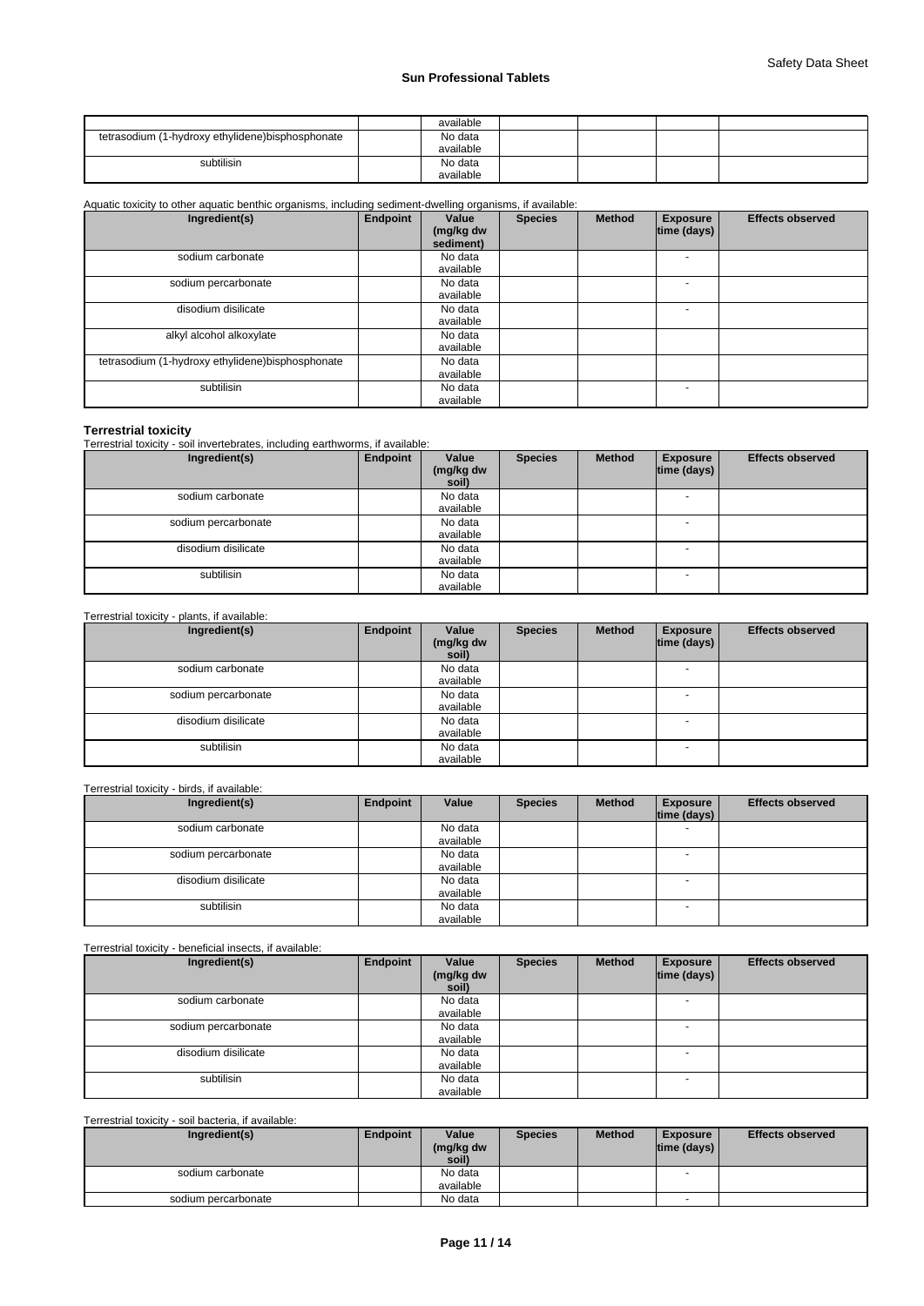| | | | | | | |
|---|---|---|---|---|---|---|
| | | available | | | | |
| tetrasodium (1-hydroxy ethylidene)bisphosphonate | | No data available | | | | |
| subtilisin | | No data available | | | | |

Aquatic toxicity to other aquatic benthic organisms, including sediment-dwelling organisms, if available:

| Ingredient(s) | Endpoint | Value (mg/kg dw sediment) | Species | Method | Exposure time (days) | Effects observed |
|---|---|---|---|---|---|---|
| sodium carbonate | | No data available | | | - | |
| sodium percarbonate | | No data available | | | - | |
| disodium disilicate | | No data available | | | - | |
| alkyl alcohol alkoxylate | | No data available | | | | |
| tetrasodium (1-hydroxy ethylidene)bisphosphonate | | No data available | | | | |
| subtilisin | | No data available | | | - | |

**Terrestrial toxicity**

Terrestrial toxicity - soil invertebrates, including earthworms, if available:

| Ingredient(s) | Endpoint | Value (mg/kg dw soil) | Species | Method | Exposure time (days) | Effects observed |
|---|---|---|---|---|---|---|
| sodium carbonate | | No data available | | | - | |
| sodium percarbonate | | No data available | | | - | |
| disodium disilicate | | No data available | | | - | |
| subtilisin | | No data available | | | - | |

Terrestrial toxicity - plants, if available:

| Ingredient(s) | Endpoint | Value (mg/kg dw soil) | Species | Method | Exposure time (days) | Effects observed |
|---|---|---|---|---|---|---|
| sodium carbonate | | No data available | | | - | |
| sodium percarbonate | | No data available | | | - | |
| disodium disilicate | | No data available | | | - | |
| subtilisin | | No data available | | | - | |

Terrestrial toxicity - birds, if available:

| Ingredient(s) | Endpoint | Value | Species | Method | Exposure time (days) | Effects observed |
|---|---|---|---|---|---|---|
| sodium carbonate | | No data available | | | - | |
| sodium percarbonate | | No data available | | | - | |
| disodium disilicate | | No data available | | | - | |
| subtilisin | | No data available | | | - | |

Terrestrial toxicity - beneficial insects, if available:

| Ingredient(s) | Endpoint | Value (mg/kg dw soil) | Species | Method | Exposure time (days) | Effects observed |
|---|---|---|---|---|---|---|
| sodium carbonate | | No data available | | | - | |
| sodium percarbonate | | No data available | | | - | |
| disodium disilicate | | No data available | | | - | |
| subtilisin | | No data available | | | - | |

Terrestrial toxicity - soil bacteria, if available:

| Ingredient(s) | Endpoint | Value (mg/kg dw soil) | Species | Method | Exposure time (days) | Effects observed |
|---|---|---|---|---|---|---|
| sodium carbonate | | No data available | | | - | |
| sodium percarbonate | | No data | | | - | |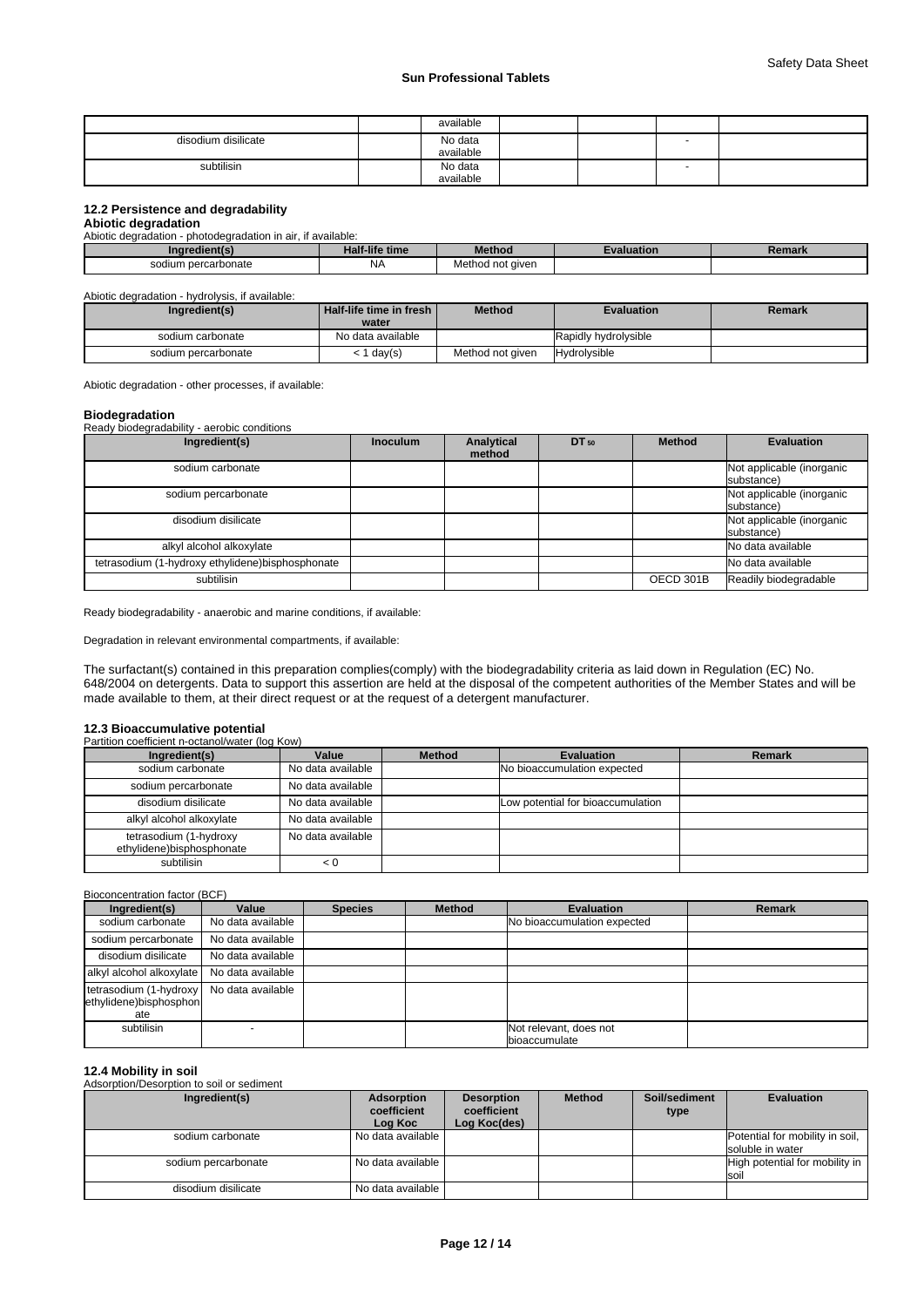| | | | | | |
|---|---|---|---|---|---|
| | | available | | | |
| disodium disilicate | | No data available | | | - | |
| subtilisin | | No data available | | | - | |

## 12.2 Persistence and degradability

**Abiotic degradation**

Abiotic degradation - photodegradation in air, if available:

| Ingredient(s) | Half-life time | Method | Evaluation | Remark |
|---|---|---|---|---|
| sodium percarbonate | NA | Method not given | | |

Abiotic degradation - hydrolysis, if available:

| Ingredient(s) | Half-life time in fresh water | Method | Evaluation | Remark |
|---|---|---|---|---|
| sodium carbonate | No data available | | Rapidly hydrolysible | |
| sodium percarbonate | < 1 day(s) | Method not given | Hydrolysible | |

Abiotic degradation - other processes, if available:

**Biodegradation**

Ready biodegradability - aerobic conditions

| Ingredient(s) | Inoculum | Analytical method | $DT_{50}$ | Method | Evaluation |
|---|---|---|---|---|---|
| sodium carbonate | | | | | Not applicable (inorganic substance) |
| sodium percarbonate | | | | | Not applicable (inorganic substance) |
| disodium disilicate | | | | | Not applicable (inorganic substance) |
| alkyl alcohol alkoxylate | | | | | No data available |
| tetrasodium (1-hydroxy ethylidene)bisphosphonate | | | | | No data available |
| subtilisin | | | | OECD 301B | Readily biodegradable |

Ready biodegradability - anaerobic and marine conditions, if available:

Degradation in relevant environmental compartments, if available:

The surfactant(s) contained in this preparation complies(comply) with the biodegradability criteria as laid down in Regulation (EC) No. 648/2004 on detergents. Data to support this assertion are held at the disposal of the competent authorities of the Member States and will be made available to them, at their direct request or at the request of a detergent manufacturer.

## 12.3 Bioaccumulative potential

Partition coefficient n-octanol/water (log Kow)

| Ingredient(s) | Value | Method | Evaluation | Remark |
|---|---|---|---|---|
| sodium carbonate | No data available | | No bioaccumulation expected | |
| sodium percarbonate | No data available | | | |
| disodium disilicate | No data available | | Low potential for bioaccumulation | |
| alkyl alcohol alkoxylate | No data available | | | |
| tetrasodium (1-hydroxy ethylidene)bisphosphonate | No data available | | | |
| subtilisin | < 0 | | | |

Bioconcentration factor (BCF)

| Ingredient(s) | Value | Species | Method | Evaluation | Remark |
|---|---|---|---|---|---|
| sodium carbonate | No data available | | | No bioaccumulation expected | |
| sodium percarbonate | No data available | | | | |
| disodium disilicate | No data available | | | | |
| alkyl alcohol alkoxylate | No data available | | | | |
| tetrasodium (1-hydroxy ethylidene)bisphosphonate | No data available | | | | |
| subtilisin | - | | | Not relevant, does not bioaccumulate | |

## 12.4 Mobility in soil

Adsorption/Desorption to soil or sediment

| Ingredient(s) | Adsorption coefficient Log Koc | Desorption coefficient Log Koc(des) | Method | Soil/sediment type | Evaluation |
|---|---|---|---|---|---|
| sodium carbonate | No data available | | | | Potential for mobility in soil, soluble in water |
| sodium percarbonate | No data available | | | | High potential for mobility in soil |
| disodium disilicate | No data available | | | | |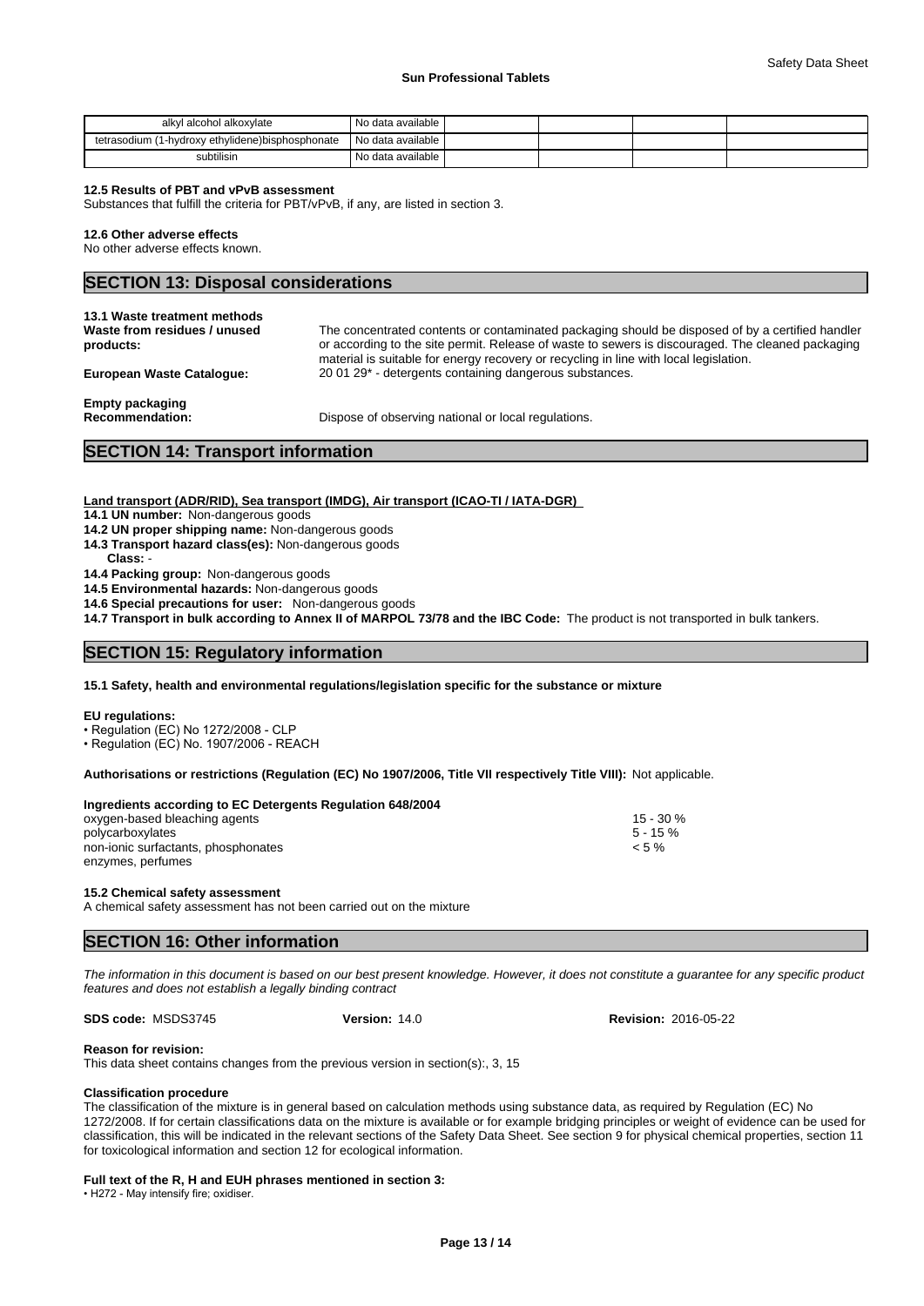| | | | | | |
|---|---|---|---|---|---|
| alkyl alcohol alkoxylate | No data available | | | | |
| tetrasodium (1-hydroxy ethylidene)bisphosphonate | No data available | | | | |
| subtilisin | No data available | | | | |

**12.5 Results of PBT and vPvB assessment**

Substances that fulfill the criteria for PBT/vPvB, if any, are listed in section 3.

**12.6 Other adverse effects**

No other adverse effects known.

## SECTION 13: Disposal considerations

**13.1 Waste treatment methods**

**Waste from residues / unused products:** The concentrated contents or contaminated packaging should be disposed of by a certified handler or according to the site permit. Release of waste to sewers is discouraged. The cleaned packaging material is suitable for energy recovery or recycling in line with local legislation.

**European Waste Catalogue:** 20 01 29* - detergents containing dangerous substances.

**Empty packaging**

**Recommendation:** Dispose of observing national or local regulations.

## SECTION 14: Transport information

**Land transport (ADR/RID), Sea transport (IMDG), Air transport (ICAO-TI / IATA-DGR)**

**14.1 UN number:** Non-dangerous goods

**14.2 UN proper shipping name:** Non-dangerous goods

**14.3 Transport hazard class(es):** Non-dangerous goods

**Class:** -

**14.4 Packing group:** Non-dangerous goods

**14.5 Environmental hazards:** Non-dangerous goods

**14.6 Special precautions for user:** Non-dangerous goods

**14.7 Transport in bulk according to Annex II of MARPOL 73/78 and the IBC Code:** The product is not transported in bulk tankers.

## SECTION 15: Regulatory information

**15.1 Safety, health and environmental regulations/legislation specific for the substance or mixture**

**EU regulations:**

- Regulation (EC) No 1272/2008 - CLP
- Regulation (EC) No. 1907/2006 - REACH

**Authorisations or restrictions (Regulation (EC) No 1907/2006, Title VII respectively Title VIII):** Not applicable.

**Ingredients according to EC Detergents Regulation 648/2004**

| | |
|---|---|
| oxygen-based bleaching agents | 15 - 30 % |
| polycarboxylates | 5 - 15 % |
| non-ionic surfactants, phosphonates | < 5 % |
| enzymes, perfumes | |

**15.2 Chemical safety assessment**

A chemical safety assessment has not been carried out on the mixture

## SECTION 16: Other information

*The information in this document is based on our best present knowledge. However, it does not constitute a guarantee for any specific product features and does not establish a legally binding contract*

**SDS code:** MSDS3745 **Version:** 14.0 **Revision:** 2016-05-22

**Reason for revision:**

This data sheet contains changes from the previous version in section(s):, 3, 15

**Classification procedure**

The classification of the mixture is in general based on calculation methods using substance data, as required by Regulation (EC) No 1272/2008. If for certain classifications data on the mixture is available or for example bridging principles or weight of evidence can be used for classification, this will be indicated in the relevant sections of the Safety Data Sheet. See section 9 for physical chemical properties, section 11 for toxicological information and section 12 for ecological information.

**Full text of the R, H and EUH phrases mentioned in section 3:**

- H272 - May intensify fire; oxidiser.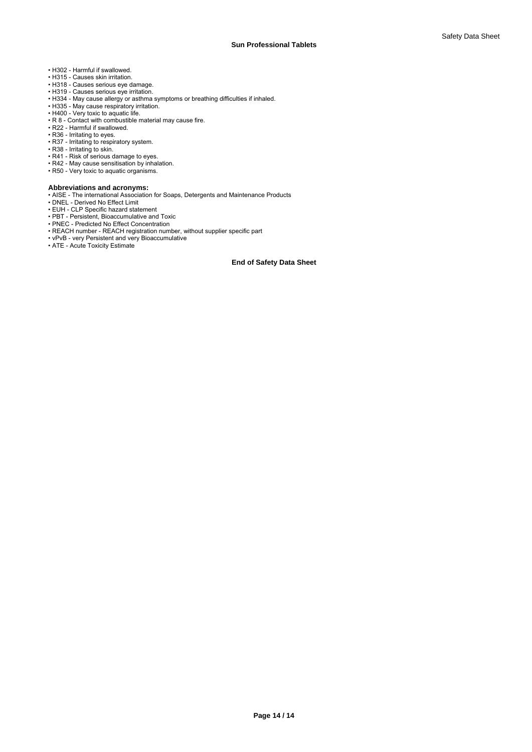- H302 - Harmful if swallowed.
- H315 - Causes skin irritation.
- H318 - Causes serious eye damage.
- H319 - Causes serious eye irritation.
- H334 - May cause allergy or asthma symptoms or breathing difficulties if inhaled.
- H335 - May cause respiratory irritation.
- H400 - Very toxic to aquatic life.
- R 8 - Contact with combustible material may cause fire.
- R22 - Harmful if swallowed.
- R36 - Irritating to eyes.
- R37 - Irritating to respiratory system.
- R38 - Irritating to skin.
- R41 - Risk of serious damage to eyes.
- R42 - May cause sensitisation by inhalation.
- R50 - Very toxic to aquatic organisms.

**Abbreviations and acronyms:**

- AISE - The international Association for Soaps, Detergents and Maintenance Products
- DNEL - Derived No Effect Limit
- EUH - CLP Specific hazard statement
- PBT - Persistent, Bioaccumulative and Toxic
- PNEC - Predicted No Effect Concentration
- REACH number - REACH registration number, without supplier specific part
- vPvB - very Persistent and very Bioaccumulative
- ATE - Acute Toxicity Estimate

**End of Safety Data Sheet**